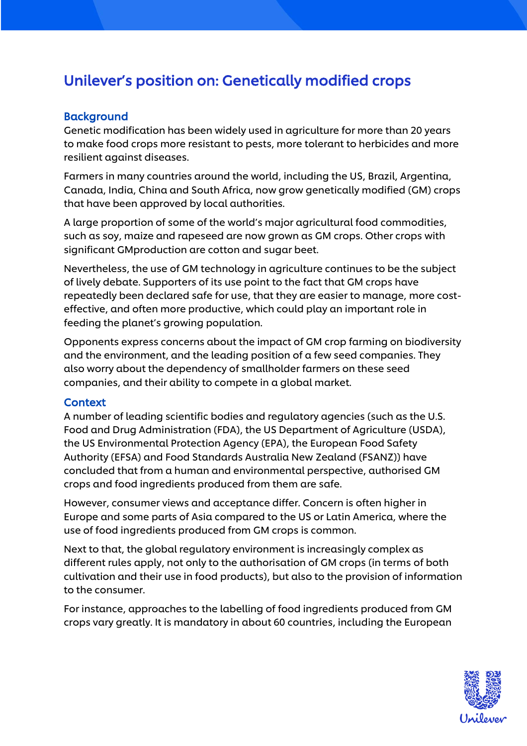# Unilever's position on: Genetically modified crops

## Background

Genetic modification has been widely used in agriculture for more than 20 years to make food crops more resistant to pests, more tolerant to herbicides and more resilient against diseases.

Farmers in many countries around the world, including the US, Brazil, Argentina, Canada, India, China and South Africa, now grow genetically modified (GM) crops that have been approved by local authorities.

A large proportion of some of the world's major agricultural food commodities, such as soy, maize and rapeseed are now grown as GM crops. Other crops with significant GMproduction are cotton and sugar beet.

Nevertheless, the use of GM technology in agriculture continues to be the subject of lively debate. Supporters of its use point to the fact that GM crops have repeatedly been declared safe for use, that they are easier to manage, more cost-effective, and often more productive, which could play an important role in feeding the planet's growing population.

Opponents express concerns about the impact of GM crop farming on biodiversity and the environment, and the leading position of a few seed companies. They also worry about the dependency of smallholder farmers on these seed companies, and their ability to compete in a global market.

## Context

A number of leading scientific bodies and regulatory agencies (such as the U.S. Food and Drug Administration (FDA), the US Department of Agriculture (USDA), the US Environmental Protection Agency (EPA), the European Food Safety Authority (EFSA) and Food Standards Australia New Zealand (FSANZ)) have concluded that from a human and environmental perspective, authorised GM crops and food ingredients produced from them are safe.

However, consumer views and acceptance differ. Concern is often higher in Europe and some parts of Asia compared to the US or Latin America, where the use of food ingredients produced from GM crops is common.

Next to that, the global regulatory environment is increasingly complex as different rules apply, not only to the authorisation of GM crops (in terms of both cultivation and their use in food products), but also to the provision of information to the consumer.

For instance, approaches to the labelling of food ingredients produced from GM crops vary greatly. It is mandatory in about 60 countries, including the European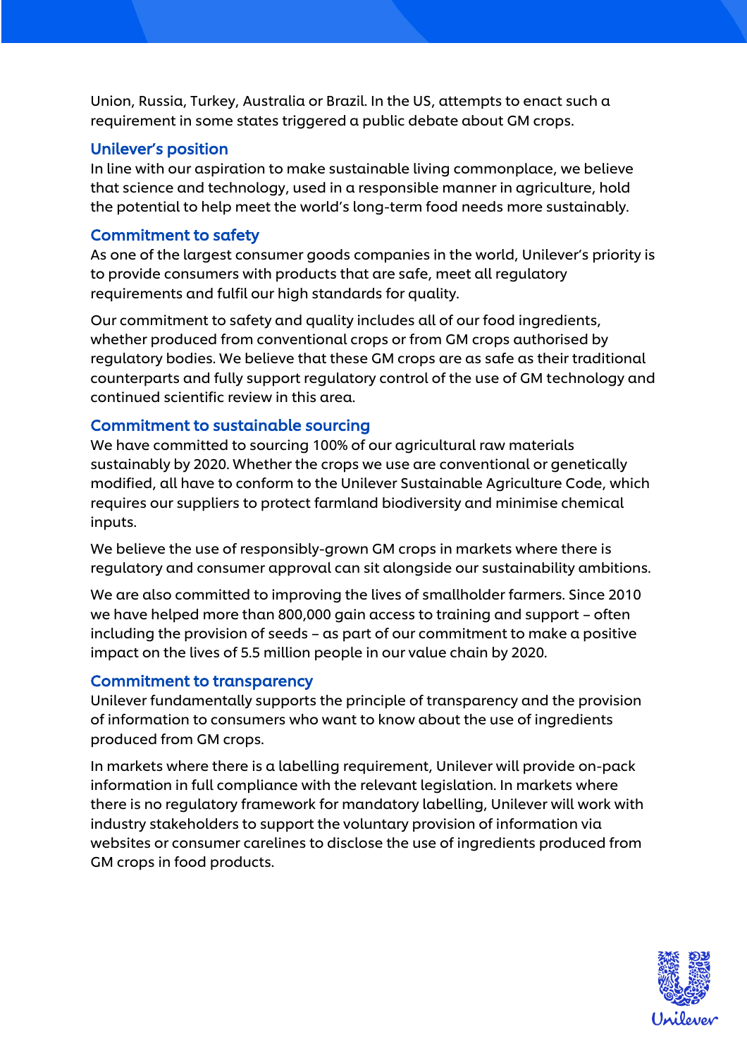Union, Russia, Turkey, Australia or Brazil. In the US, attempts to enact such a requirement in some states triggered a public debate about GM crops.

## Unilever's position

In line with our aspiration to make sustainable living commonplace, we believe that science and technology, used in a responsible manner in agriculture, hold the potential to help meet the world's long-term food needs more sustainably.

## Commitment to safety

As one of the largest consumer goods companies in the world, Unilever's priority is to provide consumers with products that are safe, meet all regulatory requirements and fulfil our high standards for quality.

Our commitment to safety and quality includes all of our food ingredients, whether produced from conventional crops or from GM crops authorised by regulatory bodies. We believe that these GM crops are as safe as their traditional counterparts and fully support regulatory control of the use of GM technology and continued scientific review in this area.

## Commitment to sustainable sourcing

We have committed to sourcing 100% of our agricultural raw materials sustainably by 2020. Whether the crops we use are conventional or genetically modified, all have to conform to the Unilever Sustainable Agriculture Code, which requires our suppliers to protect farmland biodiversity and minimise chemical inputs.

We believe the use of responsibly-grown GM crops in markets where there is regulatory and consumer approval can sit alongside our sustainability ambitions.

We are also committed to improving the lives of smallholder farmers. Since 2010 we have helped more than 800,000 gain access to training and support – often including the provision of seeds – as part of our commitment to make a positive impact on the lives of 5.5 million people in our value chain by 2020.

## Commitment to transparency

Unilever fundamentally supports the principle of transparency and the provision of information to consumers who want to know about the use of ingredients produced from GM crops.

In markets where there is a labelling requirement, Unilever will provide on-pack information in full compliance with the relevant legislation. In markets where there is no regulatory framework for mandatory labelling, Unilever will work with industry stakeholders to support the voluntary provision of information via websites or consumer carelines to disclose the use of ingredients produced from GM crops in food products.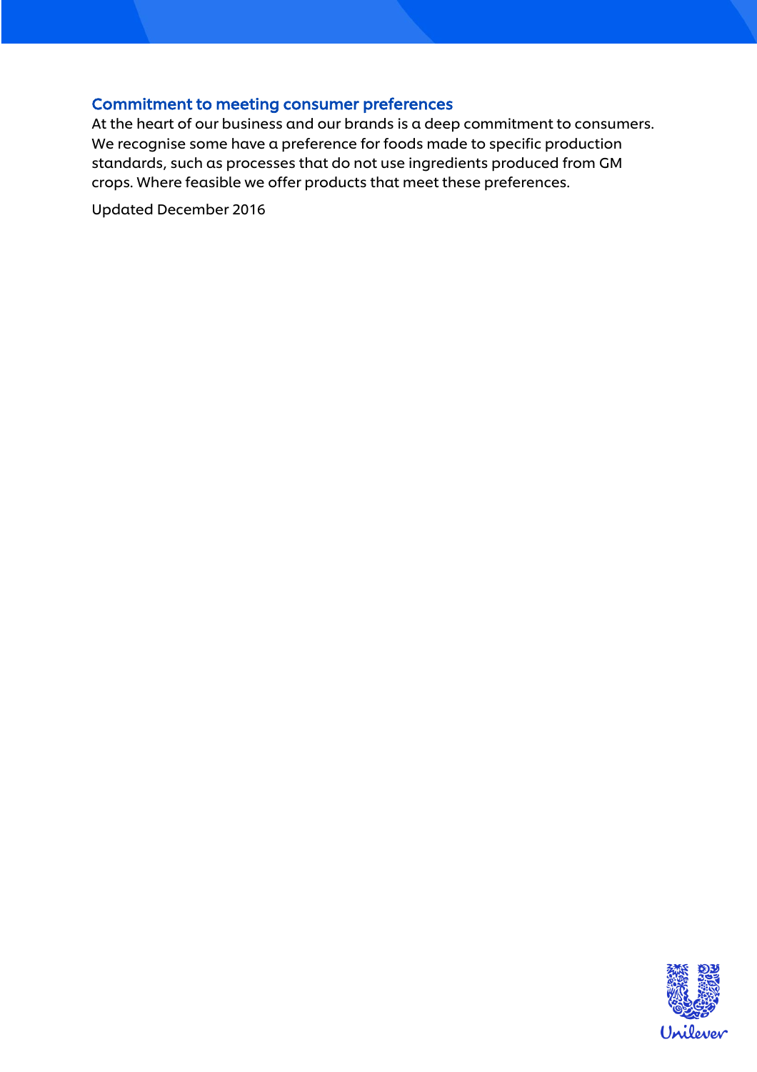## Commitment to meeting consumer preferences

At the heart of our business and our brands is a deep commitment to consumers. We recognise some have a preference for foods made to specific production standards, such as processes that do not use ingredients produced from GM crops. Where feasible we offer products that meet these preferences.

Updated December 2016